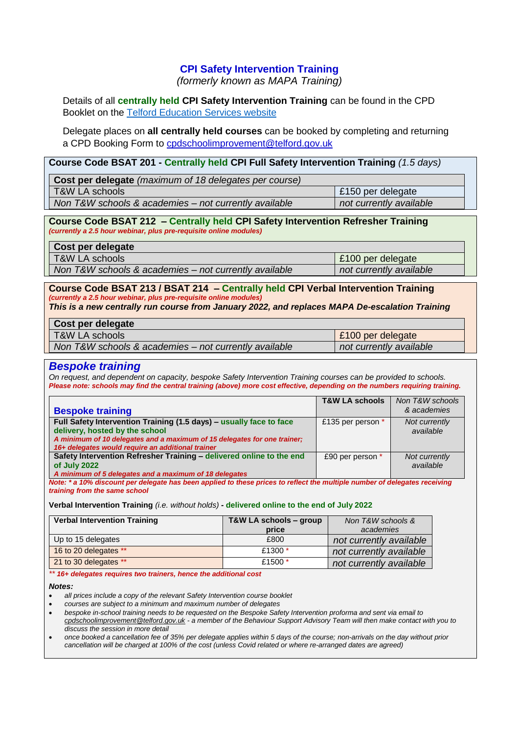# CPI Safety Intervention Training

*(formerly known as MAPA Training)*

Details of all **centrally held** **CPI Safety Intervention Training** can be found in the CPD Booklet on the Telford Education Services website

Delegate places on **all centrally held courses** can be booked by completing and returning a CPD Booking Form to cpdschoolimprovement@telford.gov.uk

## Course Code BSAT 201 - Centrally held CPI Full Safety Intervention Training *(1.5 days)*

| **Cost per delegate** *(maximum of 18 delegates per course)* | |
|---|---|
| T&W LA schools | £150 per delegate |
| *Non T&W schools & academies – not currently available* | *not currently available* |

## Course Code BSAT 212 – Centrally held CPI Safety Intervention Refresher Training

***(currently a 2.5 hour webinar, plus pre-requisite online modules)***

| **Cost per delegate** | |
|---|---|
| T&W LA schools | £100 per delegate |
| *Non T&W schools & academies – not currently available* | *not currently available* |

## Course Code BSAT 213 / BSAT 214 – Centrally held CPI Verbal Intervention Training

***(currently a 2.5 hour webinar, plus pre-requisite online modules)***

***This is a new centrally run course from January 2022, and replaces MAPA De-escalation Training***

| **Cost per delegate** | |
|---|---|
| T&W LA schools | £100 per delegate |
| *Non T&W schools & academies – not currently available* | *not currently available* |

## *Bespoke training*

*On request, and dependent on capacity, bespoke Safety Intervention Training courses can be provided to schools.*
***Please note: schools may find the central training (above) more cost effective, depending on the numbers requiring training.***

| **Bespoke training** | **T&W LA schools** | *Non T&W schools & academies* |
|---|---|---|
| **Full Safety Intervention Training (1.5 days) – usually face to face delivery, hosted by the school** ***A minimum of 10 delegates and a maximum of 15 delegates for one trainer; 16+ delegates would require an additional trainer*** | £135 per person * | *Not currently available* |
| **Safety Intervention Refresher Training – delivered online to the end of July 2022** ***A minimum of 5 delegates and a maximum of 18 delegates*** | £90 per person * | *Not currently available* |

***Note: * a 10% discount per delegate has been applied to these prices to reflect the multiple number of delegates receiving training from the same school***

**Verbal Intervention Training** *(i.e. without holds)* **- delivered online to the end of July 2022**

| **Verbal Intervention Training** | **T&W LA schools – group price** | *Non T&W schools & academies* |
|---|---|---|
| Up to 15 delegates | £800 | *not currently available* |
| 16 to 20 delegates ** | £1300 * | *not currently available* |
| 21 to 30 delegates ** | £1500 * | *not currently available* |

***\*\* 16+ delegates requires two trainers, hence the additional cost***

***Notes:***

- *all prices include a copy of the relevant Safety Intervention course booklet*
- *courses are subject to a minimum and maximum number of delegates*
- *bespoke in-school training needs to be requested on the Bespoke Safety Intervention proforma and sent via email to cpdschoolimprovement@telford.gov.uk - a member of the Behaviour Support Advisory Team will then make contact with you to discuss the session in more detail*
- *once booked a cancellation fee of 35% per delegate applies within 5 days of the course; non-arrivals on the day without prior cancellation will be charged at 100% of the cost (unless Covid related or where re-arranged dates are agreed)*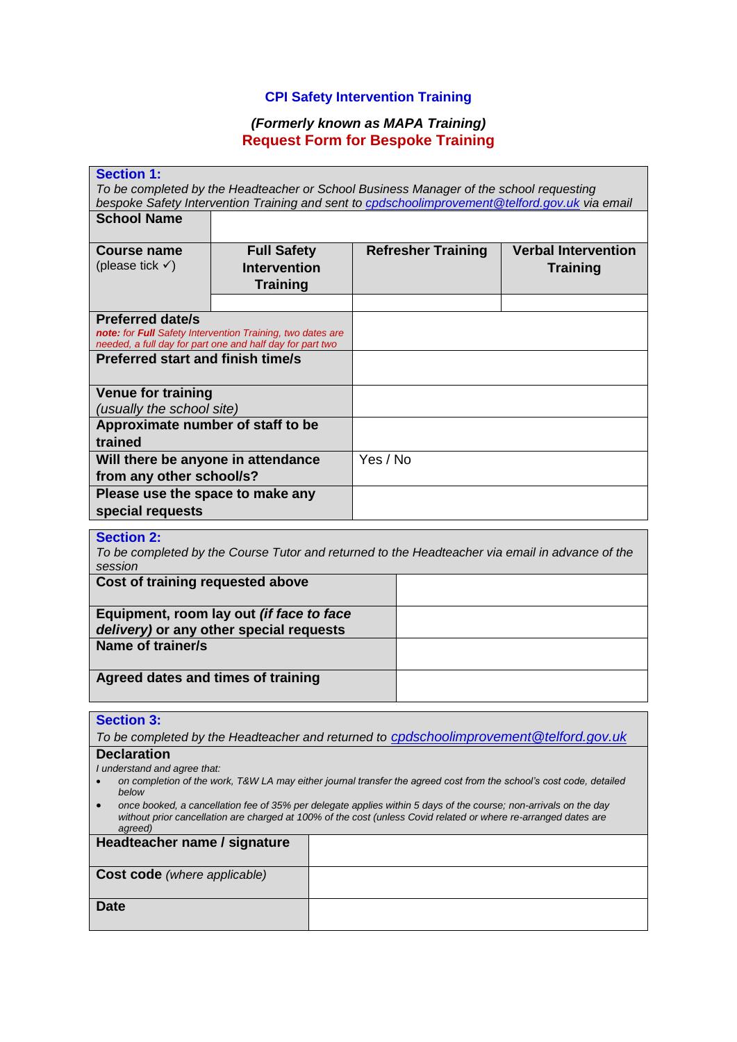**CPI Safety Intervention Training**

***(Formerly known as MAPA Training)***
**Request Form for Bespoke Training**

**Section 1:**
*To be completed by the Headteacher or School Business Manager of the school requesting bespoke Safety Intervention Training and sent to cpdschoolimprovement@telford.gov.uk via email*

| | | | |
|---|---|---|---|
| **School Name** | | | |
| **Course name** (please tick ✓) | **Full Safety Intervention Training** | **Refresher Training** | **Verbal Intervention Training** |
| | | | |
| **Preferred date/s** *note: for **Full** Safety Intervention Training, two dates are needed, a full day for part one and half day for part two* | | | |
| **Preferred start and finish time/s** | | | |
| **Venue for training** *(usually the school site)* | | | |
| **Approximate number of staff to be trained** | | | |
| **Will there be anyone in attendance from any other school/s?** | Yes / No | | |
| **Please use the space to make any special requests** | | | |

**Section 2:**
*To be completed by the Course Tutor and returned to the Headteacher via email in advance of the session*

| | |
|---|---|
| **Cost of training requested above** | |
| **Equipment, room lay out *(if face to face delivery)* or any other special requests** | |
| **Name of trainer/s** | |
| **Agreed dates and times of training** | |

**Section 3:**
*To be completed by the Headteacher and returned to cpdschoolimprovement@telford.gov.uk*

**Declaration**

*I understand and agree that:*

- *on completion of the work, T&W LA may either journal transfer the agreed cost from the school's cost code, detailed below*
- *once booked, a cancellation fee of 35% per delegate applies within 5 days of the course; non-arrivals on the day without prior cancellation are charged at 100% of the cost (unless Covid related or where re-arranged dates are agreed)*

| | |
|---|---|
| **Headteacher name / signature** | |
| **Cost code** *(where applicable)* | |
| **Date** | |